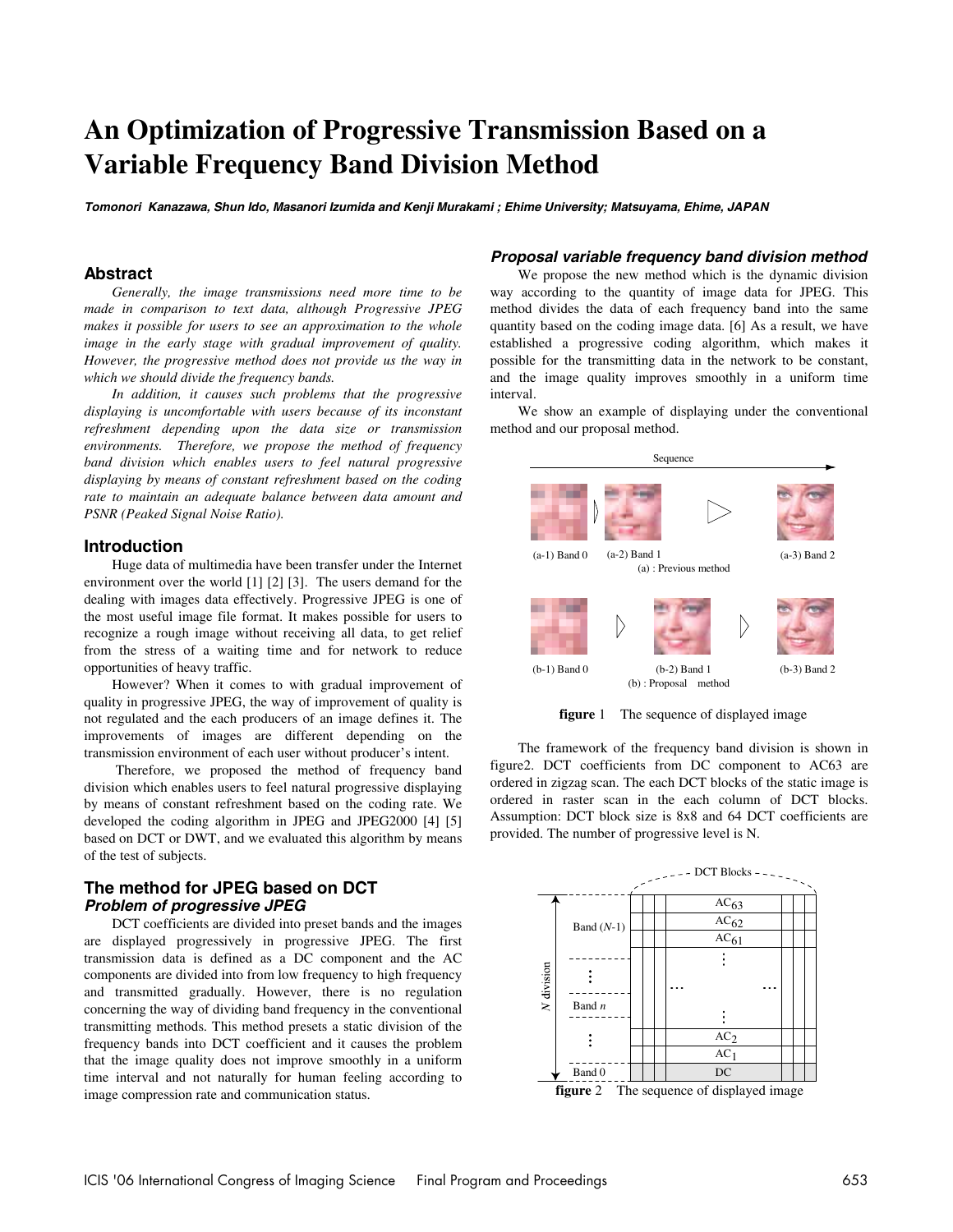# An Optimization of Progressive Transmission Based on a Variable Frequency Band Division Method

***Tomonori Kanazawa, Shun Ido, Masanori Izumida and Kenji Murakami ; Ehime University; Matsuyama, Ehime, JAPAN***

## Abstract

*Generally, the image transmissions need more time to be made in comparison to text data, although Progressive JPEG makes it possible for users to see an approximation to the whole image in the early stage with gradual improvement of quality. However, the progressive method does not provide us the way in which we should divide the frequency bands.*

*In addition, it causes such problems that the progressive displaying is uncomfortable with users because of its inconstant refreshment depending upon the data size or transmission environments. Therefore, we propose the method of frequency band division which enables users to feel natural progressive displaying by means of constant refreshment based on the coding rate to maintain an adequate balance between data amount and PSNR (Peaked Signal Noise Ratio).*

## Introduction

Huge data of multimedia have been transfer under the Internet environment over the world [1] [2] [3]. The users demand for the dealing with images data effectively. Progressive JPEG is one of the most useful image file format. It makes possible for users to recognize a rough image without receiving all data, to get relief from the stress of a waiting time and for network to reduce opportunities of heavy traffic.

However? When it comes to with gradual improvement of quality in progressive JPEG, the way of improvement of quality is not regulated and the each producers of an image defines it. The improvements of images are different depending on the transmission environment of each user without producer's intent.

Therefore, we proposed the method of frequency band division which enables users to feel natural progressive displaying by means of constant refreshment based on the coding rate. We developed the coding algorithm in JPEG and JPEG2000 [4] [5] based on DCT or DWT, and we evaluated this algorithm by means of the test of subjects.

## The method for JPEG based on DCT

### *Problem of progressive JPEG*

DCT coefficients are divided into preset bands and the images are displayed progressively in progressive JPEG. The first transmission data is defined as a DC component and the AC components are divided into from low frequency to high frequency and transmitted gradually. However, there is no regulation concerning the way of dividing band frequency in the conventional transmitting methods. This method presets a static division of the frequency bands into DCT coefficient and it causes the problem that the image quality does not improve smoothly in a uniform time interval and not naturally for human feeling according to image compression rate and communication status.

### *Proposal variable frequency band division method*

We propose the new method which is the dynamic division way according to the quantity of image data for JPEG. This method divides the data of each frequency band into the same quantity based on the coding image data. [6] As a result, we have established a progressive coding algorithm, which makes it possible for the transmitting data in the network to be constant, and the image quality improves smoothly in a uniform time interval.

We show an example of displaying under the conventional method and our proposal method.

Sequence

(a-1) Band 0 (a-2) Band 1 (a-3) Band 2

(a) : Previous method

(b-1) Band 0 (b-2) Band 1 (b-3) Band 2

(b) : Proposal method

**figure 1** The sequence of displayed image

The framework of the frequency band division is shown in figure2. DCT coefficients from DC component to AC63 are ordered in zigzag scan. The each DCT blocks of the static image is ordered in raster scan in the each column of DCT blocks. Assumption: DCT block size is 8x8 and 64 DCT coefficients are provided. The number of progressive level is N.

DCT Blocks

$N$ division

Band ($N$-1): $AC_{63}$, $AC_{62}$, $AC_{61}$

Band $n$

Band 0: DC, $AC_1$, $AC_2$

**figure 2** The sequence of displayed image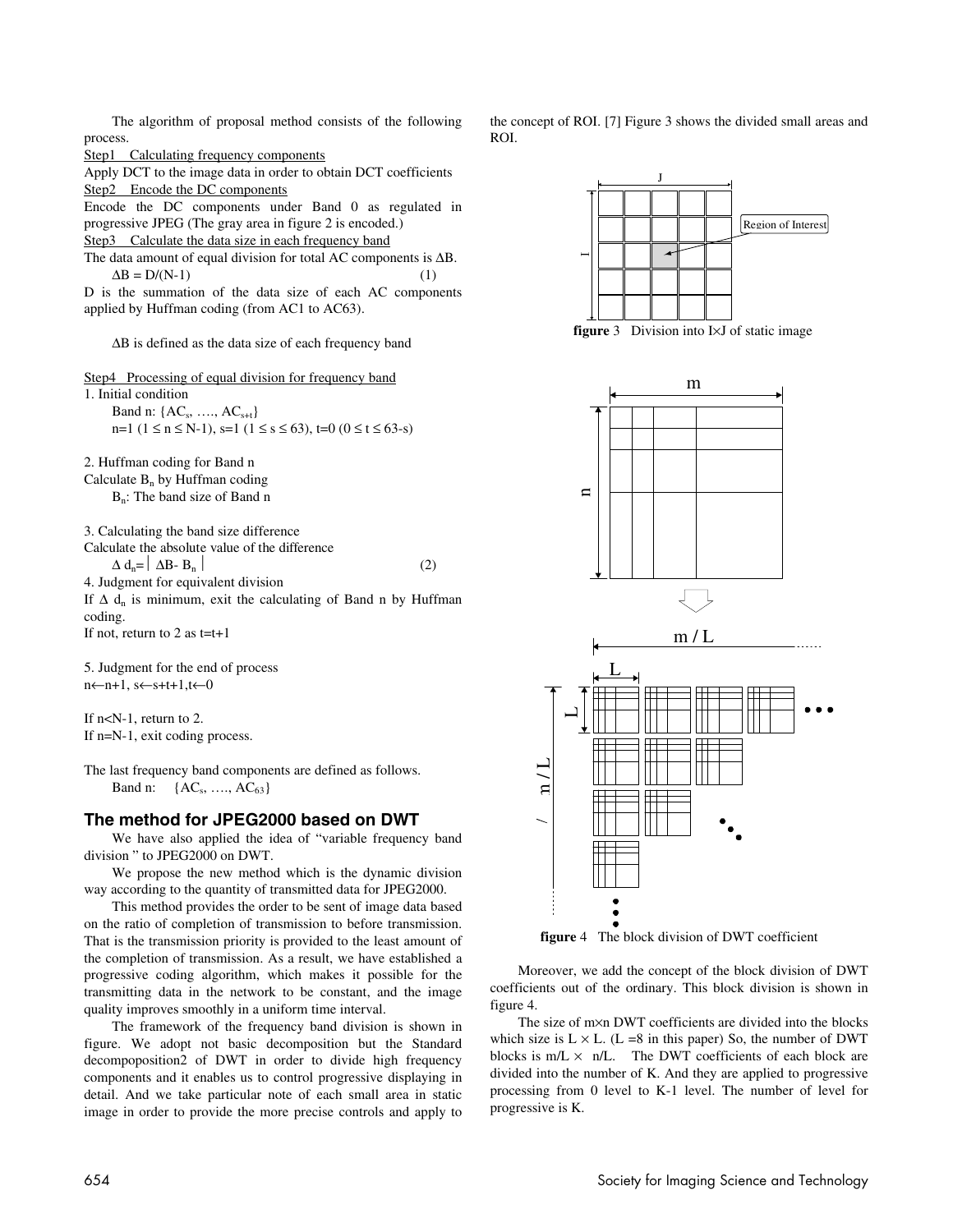The algorithm of proposal method consists of the following process.

Step1 Calculating frequency components

Apply DCT to the image data in order to obtain DCT coefficients

Step2 Encode the DC components

Encode the DC components under Band 0 as regulated in progressive JPEG (The gray area in figure 2 is encoded.)

Step3 Calculate the data size in each frequency band

The data amount of equal division for total AC components is $\Delta B$.

$$\Delta B = D/(N-1) \qquad (1)$$

D is the summation of the data size of each AC components applied by Huffman coding (from AC1 to AC63).

$\Delta B$ is defined as the data size of each frequency band

Step4 Processing of equal division for frequency band

1. Initial condition

Band n: $\{AC_s, \ldots, AC_{s+t}\}$

n=1 ($1 \le n \le N-1$), s=1 ($1 \le s \le 63$), t=0 ($0 \le t \le 63-s$)

2. Huffman coding for Band n

Calculate $B_n$ by Huffman coding

$B_n$: The band size of Band n

3. Calculating the band size difference

Calculate the absolute value of the difference

$$\Delta d_n = | \Delta B - B_n | \qquad (2)$$

4. Judgment for equivalent division

If $\Delta d_n$ is minimum, exit the calculating of Band n by Huffman coding.

If not, return to 2 as t=t+1

5. Judgment for the end of process

$n \leftarrow n+1$, $s \leftarrow s+t+1$, $t \leftarrow 0$

If n<N-1, return to 2.

If n=N-1, exit coding process.

The last frequency band components are defined as follows.

Band n: $\{AC_s, \ldots, AC_{63}\}$

## The method for JPEG2000 based on DWT

We have also applied the idea of "variable frequency band division " to JPEG2000 on DWT.

We propose the new method which is the dynamic division way according to the quantity of transmitted data for JPEG2000.

This method provides the order to be sent of image data based on the ratio of completion of transmission to before transmission. That is the transmission priority is provided to the least amount of the completion of transmission. As a result, we have established a progressive coding algorithm, which makes it possible for the transmitting data in the network to be constant, and the image quality improves smoothly in a uniform time interval.

The framework of the frequency band division is shown in figure. We adopt not basic decomposition but the Standard decompoposition2 of DWT in order to divide high frequency components and it enables us to control progressive displaying in detail. And we take particular note of each small area in static image in order to provide the more precise controls and apply to the concept of ROI. [7] Figure 3 shows the divided small areas and ROI.

**figure** 3 Division into I×J of static image

**figure** 4 The block division of DWT coefficient

Moreover, we add the concept of the block division of DWT coefficients out of the ordinary. This block division is shown in figure 4.

The size of m×n DWT coefficients are divided into the blocks which size is L × L. (L =8 in this paper) So, the number of DWT blocks is m/L × n/L. The DWT coefficients of each block are divided into the number of K. And they are applied to progressive processing from 0 level to K-1 level. The number of level for progressive is K.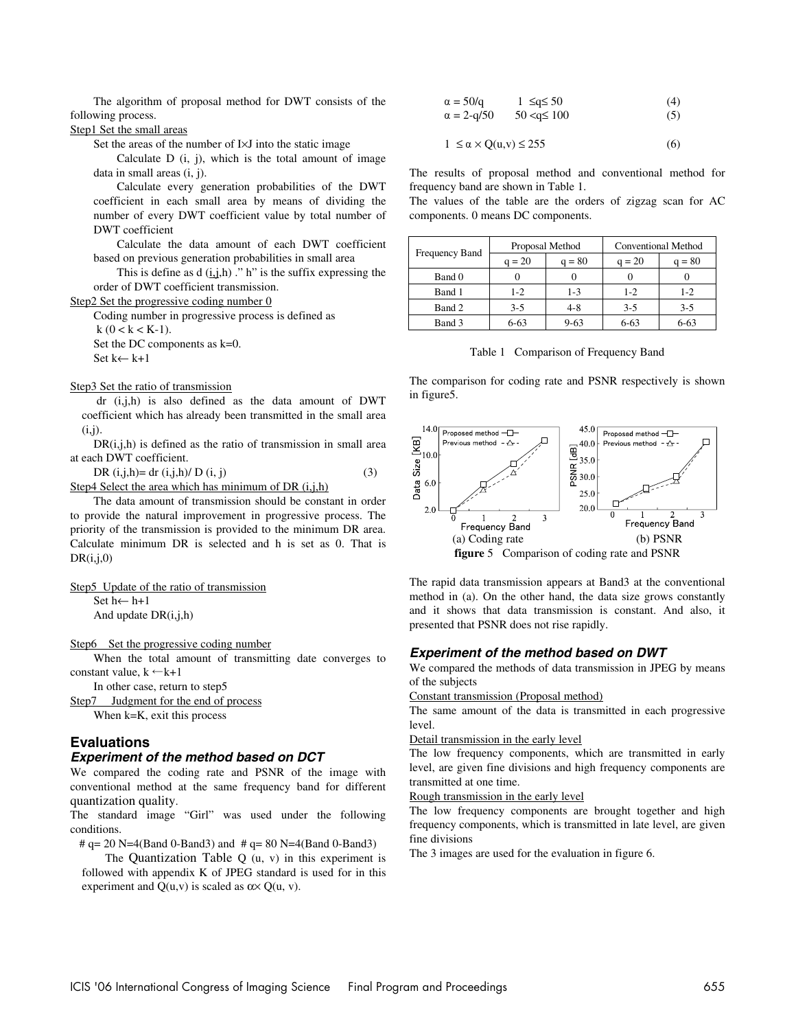The algorithm of proposal method for DWT consists of the following process.

Step1 Set the small areas

Set the areas of the number of I×J into the static image

Calculate D (i, j), which is the total amount of image data in small areas (i, j).

Calculate every generation probabilities of the DWT coefficient in each small area by means of dividing the number of every DWT coefficient value by total number of DWT coefficient

Calculate the data amount of each DWT coefficient based on previous generation probabilities in small area

This is define as d (i,j,h) ." h" is the suffix expressing the order of DWT coefficient transmission.

Step2 Set the progressive coding number 0

Coding number in progressive process is defined as
k (0 < k < K-1).

Set the DC components as k=0.

Set k← k+1

Step3 Set the ratio of transmission

dr (i,j,h) is also defined as the data amount of DWT coefficient which has already been transmitted in the small area (i,j).

DR(i,j,h) is defined as the ratio of transmission in small area at each DWT coefficient.

$$DR\,(i,j,h)= dr\,(i,j,h)/ D\,(i, j) \tag{3}$$

Step4 Select the area which has minimum of DR (i,j,h)

The data amount of transmission should be constant in order to provide the natural improvement in progressive process. The priority of the transmission is provided to the minimum DR area. Calculate minimum DR is selected and h is set as 0. That is DR(i,j,0)

Step5 Update of the ratio of transmission

Set h← h+1

And update DR(i,j,h)

Step6 Set the progressive coding number

When the total amount of transmitting date converges to constant value, k ←k+1

In other case, return to step5

Step7 Judgment for the end of process

When k=K, exit this process

## Evaluations

### *Experiment of the method based on DCT*

We compared the coding rate and PSNR of the image with conventional method at the same frequency band for different quantization quality.

The standard image "Girl" was used under the following conditions.

# q= 20 N=4(Band 0-Band3) and # q= 80 N=4(Band 0-Band3)

The Quantization Table Q (u, v) in this experiment is followed with appendix K of JPEG standard is used for in this experiment and Q(u,v) is scaled as α× Q(u, v).

$$\alpha = 50/q \qquad 1 \le q \le 50 \tag{4}$$

$$\alpha = 2\text{-}q/50 \qquad 50 < q \le 100 \tag{5}$$

$$1 \le \alpha \times Q(u,v) \le 255 \tag{6}$$

The results of proposal method and conventional method for frequency band are shown in Table 1.

The values of the table are the orders of zigzag scan for AC components. 0 means DC components.

| Frequency Band | Proposal Method | | Conventional Method | |
|---|---|---|---|---|
| | q = 20 | q = 80 | q = 20 | q = 80 |
| Band 0 | 0 | 0 | 0 | 0 |
| Band 1 | 1-2 | 1-3 | 1-2 | 1-2 |
| Band 2 | 3-5 | 4-8 | 3-5 | 3-5 |
| Band 3 | 6-63 | 9-63 | 6-63 | 6-63 |

Table 1 Comparison of Frequency Band

The comparison for coding rate and PSNR respectively is shown in figure5.

(a) Coding rate (b) PSNR

**figure** 5 Comparison of coding rate and PSNR

The rapid data transmission appears at Band3 at the conventional method in (a). On the other hand, the data size grows constantly and it shows that data transmission is constant. And also, it presented that PSNR does not rise rapidly.

### *Experiment of the method based on DWT*

We compared the methods of data transmission in JPEG by means of the subjects

Constant transmission (Proposal method)

The same amount of the data is transmitted in each progressive level.

Detail transmission in the early level

The low frequency components, which are transmitted in early level, are given fine divisions and high frequency components are transmitted at one time.

Rough transmission in the early level

The low frequency components are brought together and high frequency components, which is transmitted in late level, are given fine divisions

The 3 images are used for the evaluation in figure 6.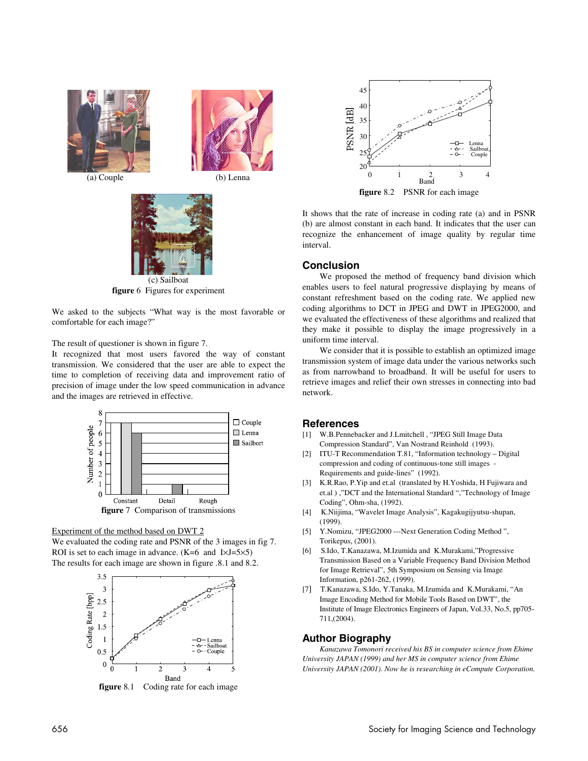(a) Couple

(b) Lenna

(c) Sailboat

**figure** 6 Figures for experiment

We asked to the subjects "What way is the most favorable or comfortable for each image?"

The result of questioner is shown in figure 7.
It recognized that most users favored the way of constant transmission. We considered that the user are able to expect the time to completion of receiving data and improvement ratio of precision of image under the low speed communication in advance and the images are retrieved in effective.

Number of people
8
7
6
5
4
3
2
1
0
Constant
Detail
Rough
Couple
Lenna
Sailbort

**figure** 7 Comparison of transmissions

Experiment of the method based on DWT 2
We evaluated the coding rate and PSNR of the 3 images in fig 7.
ROI is set to each image in advance. (K=6 and I×J=5×5)
The results for each image are shown in figure .8.1 and 8.2.

Coding Rate [bpp]
3.5
3
2.5
2
1.5
1
0.5
0
Band
0
1
2
3
4
5
Lenna
Sailboat
Couple

**figure** 8.1 Coding rate for each image

PSNR [dB]
45
40
35
30
25
20
Band
0
1
2
3
4
Lenna
Sailboat
Couple

**figure** 8.2 PSNR for each image

It shows that the rate of increase in coding rate (a) and in PSNR (b) are almost constant in each band. It indicates that the user can recognize the enhancement of image quality by regular time interval.

## Conclusion

We proposed the method of frequency band division which enables users to feel natural progressive displaying by means of constant refreshment based on the coding rate. We applied new coding algorithms to DCT in JPEG and DWT in JPEG2000, and we evaluated the effectiveness of these algorithms and realized that they make it possible to display the image progressively in a uniform time interval.

We consider that it is possible to establish an optimized image transmission system of image data under the various networks such as from narrowband to broadband. It will be useful for users to retrieve images and relief their own stresses in connecting into bad network.

## References

[1] W.B.Pennebacker and J.Lmitchell , "JPEG Still Image Data Compression Standard", Van Nostrand Reinhold (1993).

[2] ITU-T Recommendation T.81, "Information technology – Digital compression and coding of continuous-tone still images - Requirements and guide-lines" (1992).

[3] K.R.Rao, P.Yip and et.al (translated by H.Yoshida, H Fujiwara and et.al ) ,"DCT and the International Standard ","Technology of Image Coding", Ohm-sha, (1992).

[4] K.Niijima, "Wavelet Image Analysis", Kagakugijyutsu-shupan, (1999).

[5] Y.Nomizu, "JPEG2000 ---Next Generation Coding Method ", Torikepus, (2001).

[6] S.Ido, T.Kanazawa, M.Izumida and K.Murakami,"Progressive Transmission Based on a Variable Frequency Band Division Method for Image Retrieval", 5th Symposium on Sensing via Image Information, p261-262, (1999).

[7] T.Kanazawa, S.Ido, Y.Tanaka, M.Izumida and K.Murakami, "An Image Encoding Method for Mobile Tools Based on DWT", the Institute of Image Electronics Engineers of Japan, Vol.33, No.5, pp705-711,(2004).

## Author Biography

*Kanazawa Tomonori received his BS in computer science from Ehime University JAPAN (1999) and her MS in computer science from Ehime University JAPAN (2001). Now he is researching in eCompute Corporation.*